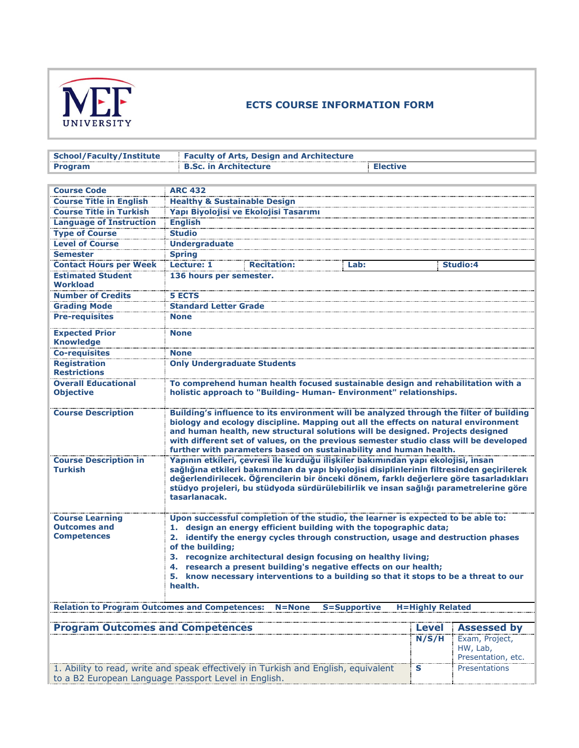MEF UNIVERSITY

## ECTS COURSE INFORMATION FORM

| School/Faculty/Institute | Faculty of Arts, Design and Architecture | |
|---|---|---|
| Program | B.Sc. in Architecture | Elective |

| | | | | |
|---|---|---|---|---|
| **Course Code** | ARC 432 | | | |
| **Course Title in English** | Healthy & Sustainable Design | | | |
| **Course Title in Turkish** | Yapı Biyolojisi ve Ekolojisi Tasarımı | | | |
| **Language of Instruction** | English | | | |
| **Type of Course** | Studio | | | |
| **Level of Course** | Undergraduate | | | |
| **Semester** | Spring | | | |
| **Contact Hours per Week** | Lecture: 1 | Recitation: | Lab: | Studio:4 |
| **Estimated Student Workload** | 136 hours per semester. | | | |
| **Number of Credits** | 5 ECTS | | | |
| **Grading Mode** | Standard Letter Grade | | | |
| **Pre-requisites** | None | | | |
| **Expected Prior Knowledge** | None | | | |
| **Co-requisites** | None | | | |
| **Registration Restrictions** | Only Undergraduate Students | | | |
| **Overall Educational Objective** | To comprehend human health focused sustainable design and rehabilitation with a holistic approach to "Building- Human- Environment" relationships. | | | |
| **Course Description** | Building's influence to its environment will be analyzed through the filter of building biology and ecology discipline. Mapping out all the effects on natural environment and human health, new structural solutions will be designed. Projects designed with different set of values, on the previous semester studio class will be developed further with parameters based on sustainability and human health. | | | |
| **Course Description in Turkish** | Yapının etkileri, çevresi ile kurduğu ilişkiler bakımından yapı ekolojisi, insan sağlığına etkileri bakımından da yapı biyolojisi disiplinlerinin filtresinden geçirilerek değerlendirilecek. Öğrencilerin bir önceki dönem, farklı değerlere göre tasarladıkları stüdyo projeleri, bu stüdyoda sürdürülebilirlik ve insan sağlığı parametrelerine göre tasarlanacak. | | | |
| **Course Learning Outcomes and Competences** | Upon successful completion of the studio, the learner is expected to be able to:<br>1. design an energy efficient building with the topographic data;<br>2. identify the energy cycles through construction, usage and destruction phases of the building;<br>3. recognize architectural design focusing on healthy living;<br>4. research a present building's negative effects on our health;<br>5. know necessary interventions to a building so that it stops to be a threat to our health. | | | |

**Relation to Program Outcomes and Competences:** N=None S=Supportive H=Highly Related

| Program Outcomes and Competences | Level<br>N/S/H | Assessed by<br>Exam, Project, HW, Lab, Presentation, etc. |
|---|---|---|
| 1. Ability to read, write and speak effectively in Turkish and English, equivalent to a B2 European Language Passport Level in English. | S | Presentations |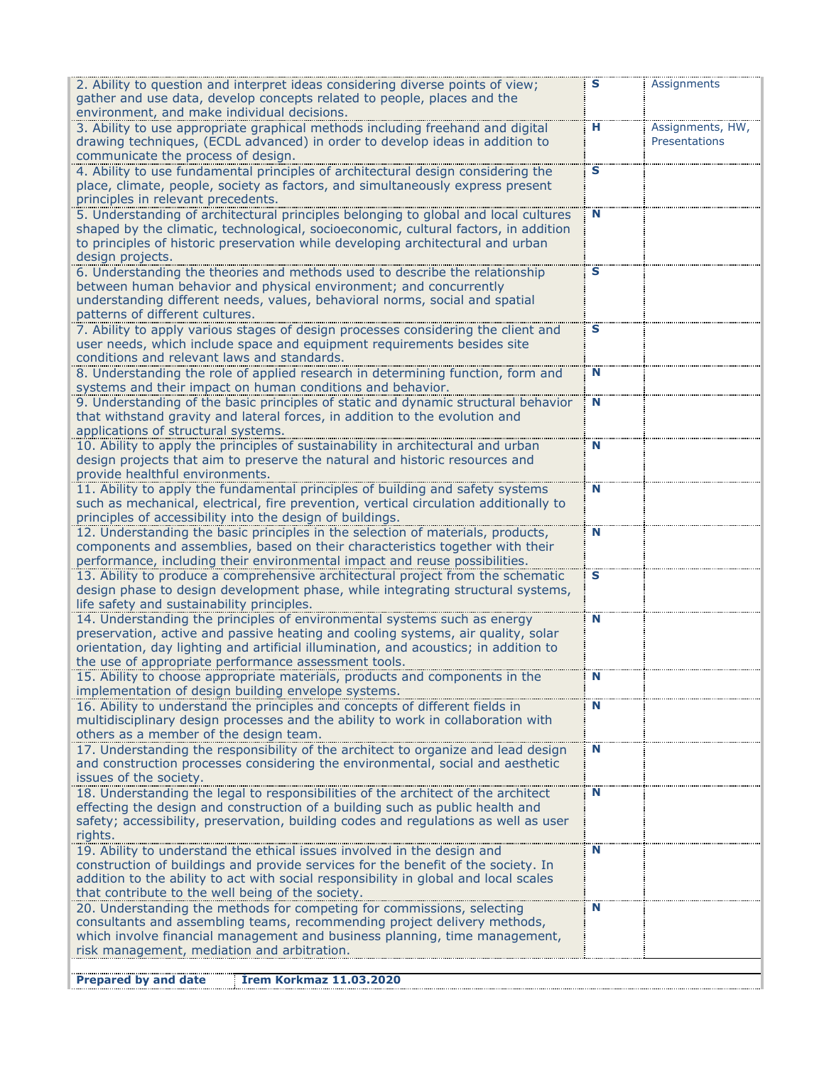| | | |
|---|---|---|
| 2. Ability to question and interpret ideas considering diverse points of view; gather and use data, develop concepts related to people, places and the environment, and make individual decisions. | **S** | Assignments |
| 3. Ability to use appropriate graphical methods including freehand and digital drawing techniques, (ECDL advanced) in order to develop ideas in addition to communicate the process of design. | **H** | Assignments, HW, Presentations |
| 4. Ability to use fundamental principles of architectural design considering the place, climate, people, society as factors, and simultaneously express present principles in relevant precedents. | **S** | |
| 5. Understanding of architectural principles belonging to global and local cultures shaped by the climatic, technological, socioeconomic, cultural factors, in addition to principles of historic preservation while developing architectural and urban design projects. | **N** | |
| 6. Understanding the theories and methods used to describe the relationship between human behavior and physical environment; and concurrently understanding different needs, values, behavioral norms, social and spatial patterns of different cultures. | **S** | |
| 7. Ability to apply various stages of design processes considering the client and user needs, which include space and equipment requirements besides site conditions and relevant laws and standards. | **S** | |
| 8. Understanding the role of applied research in determining function, form and systems and their impact on human conditions and behavior. | **N** | |
| 9. Understanding of the basic principles of static and dynamic structural behavior that withstand gravity and lateral forces, in addition to the evolution and applications of structural systems. | **N** | |
| 10. Ability to apply the principles of sustainability in architectural and urban design projects that aim to preserve the natural and historic resources and provide healthful environments. | **N** | |
| 11. Ability to apply the fundamental principles of building and safety systems such as mechanical, electrical, fire prevention, vertical circulation additionally to principles of accessibility into the design of buildings. | **N** | |
| 12. Understanding the basic principles in the selection of materials, products, components and assemblies, based on their characteristics together with their performance, including their environmental impact and reuse possibilities. | **N** | |
| 13. Ability to produce a comprehensive architectural project from the schematic design phase to design development phase, while integrating structural systems, life safety and sustainability principles. | **S** | |
| 14. Understanding the principles of environmental systems such as energy preservation, active and passive heating and cooling systems, air quality, solar orientation, day lighting and artificial illumination, and acoustics; in addition to the use of appropriate performance assessment tools. | **N** | |
| 15. Ability to choose appropriate materials, products and components in the implementation of design building envelope systems. | **N** | |
| 16. Ability to understand the principles and concepts of different fields in multidisciplinary design processes and the ability to work in collaboration with others as a member of the design team. | **N** | |
| 17. Understanding the responsibility of the architect to organize and lead design and construction processes considering the environmental, social and aesthetic issues of the society. | **N** | |
| 18. Understanding the legal to responsibilities of the architect of the architect effecting the design and construction of a building such as public health and safety; accessibility, preservation, building codes and regulations as well as user rights. | **N** | |
| 19. Ability to understand the ethical issues involved in the design and construction of buildings and provide services for the benefit of the society. In addition to the ability to act with social responsibility in global and local scales that contribute to the well being of the society. | **N** | |
| 20. Understanding the methods for competing for commissions, selecting consultants and assembling teams, recommending project delivery methods, which involve financial management and business planning, time management, risk management, mediation and arbitration. | **N** | |

| **Prepared by and date** | **İrem Korkmaz 11.03.2020** |
|---|---|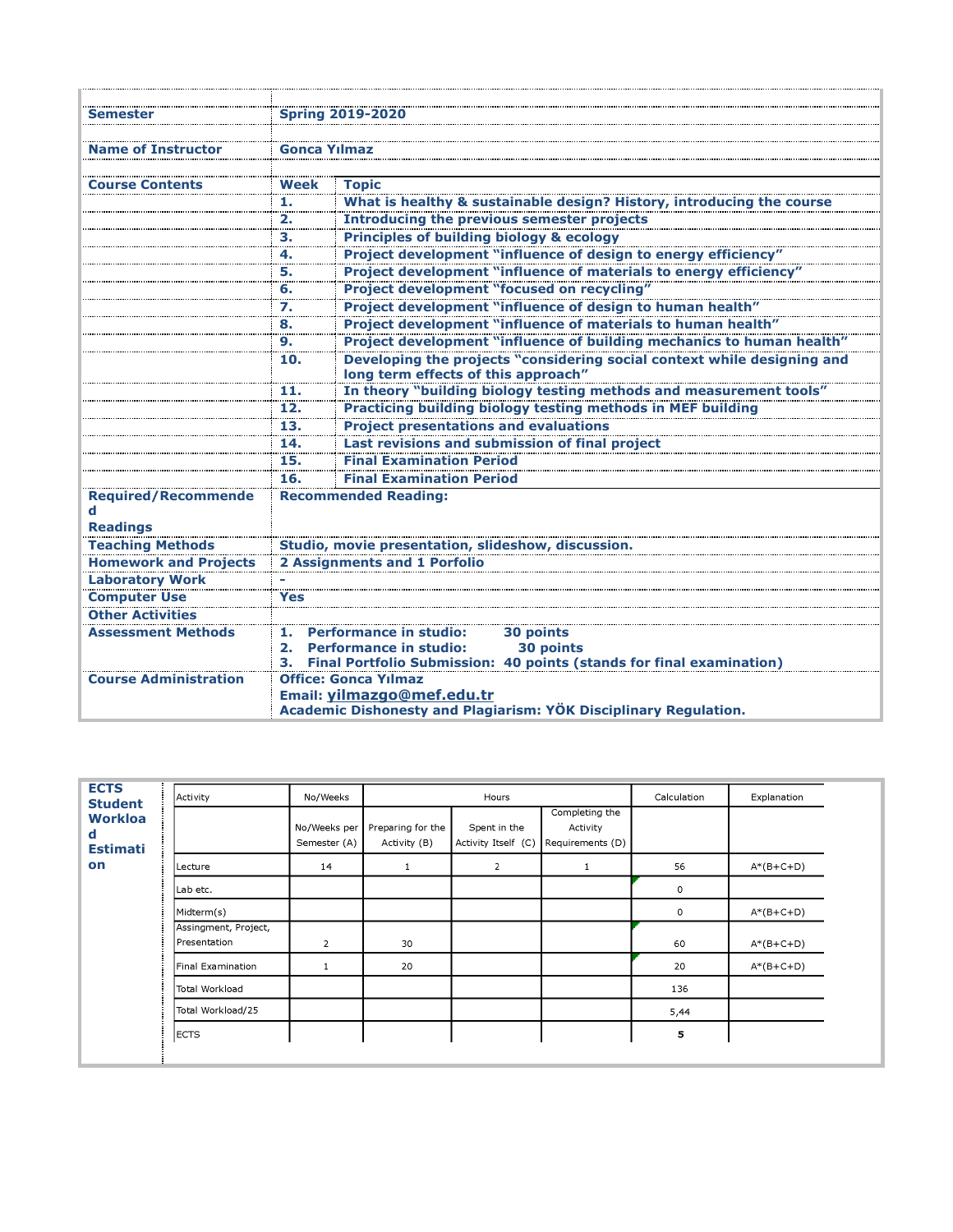| | | |
|---|---|---|
| **Semester** | **Spring 2019-2020** | |
| **Name of Instructor** | **Gonca Yılmaz** | |
| **Course Contents** | **Week** | **Topic** |
| | **1.** | **What is healthy & sustainable design? History, introducing the course** |
| | **2.** | **Introducing the previous semester projects** |
| | **3.** | **Principles of building biology & ecology** |
| | **4.** | **Project development "influence of design to energy efficiency"** |
| | **5.** | **Project development "influence of materials to energy efficiency"** |
| | **6.** | **Project development "focused on recycling"** |
| | **7.** | **Project development "influence of design to human health"** |
| | **8.** | **Project development "influence of materials to human health"** |
| | **9.** | **Project development "influence of building mechanics to human health"** |
| | **10.** | **Developing the projects "considering social context while designing and long term effects of this approach"** |
| | **11.** | **In theory "building biology testing methods and measurement tools"** |
| | **12.** | **Practicing building biology testing methods in MEF building** |
| | **13.** | **Project presentations and evaluations** |
| | **14.** | **Last revisions and submission of final project** |
| | **15.** | **Final Examination Period** |
| | **16.** | **Final Examination Period** |
| **Required/Recommended Readings** | **Recommended Reading:** | |
| **Teaching Methods** | **Studio, movie presentation, slideshow, discussion.** | |
| **Homework and Projects** | **2 Assignments and 1 Porfolio** | |
| **Laboratory Work** | **-** | |
| **Computer Use** | **Yes** | |
| **Other Activities** | | |
| **Assessment Methods** | **1. Performance in studio: 30 points**<br>**2. Performance in studio: 30 points**<br>**3. Final Portfolio Submission: 40 points (stands for final examination)** | |
| **Course Administration** | **Office: Gonca Yılmaz**<br>**Email: yilmazgo@mef.edu.tr**<br>**Academic Dishonesty and Plagiarism: YÖK Disciplinary Regulation.** | |

**ECTS Student Workload Estimation**

| Activity | No/Weeks | Hours | | | Calculation | Explanation |
|---|---|---|---|---|---|---|
| | No/Weeks per Semester (A) | Preparing for the Activity (B) | Spent in the Activity Itself (C) | Completing the Activity Requirements (D) | | |
| Lecture | 14 | 1 | 2 | 1 | 56 | A*(B+C+D) |
| Lab etc. | | | | | 0 | |
| Midterm(s) | | | | | 0 | A*(B+C+D) |
| Assingment, Project, Presentation | 2 | 30 | | | 60 | A*(B+C+D) |
| Final Examination | 1 | 20 | | | 20 | A*(B+C+D) |
| Total Workload | | | | | 136 | |
| Total Workload/25 | | | | | 5,44 | |
| ECTS | | | | | **5** | |